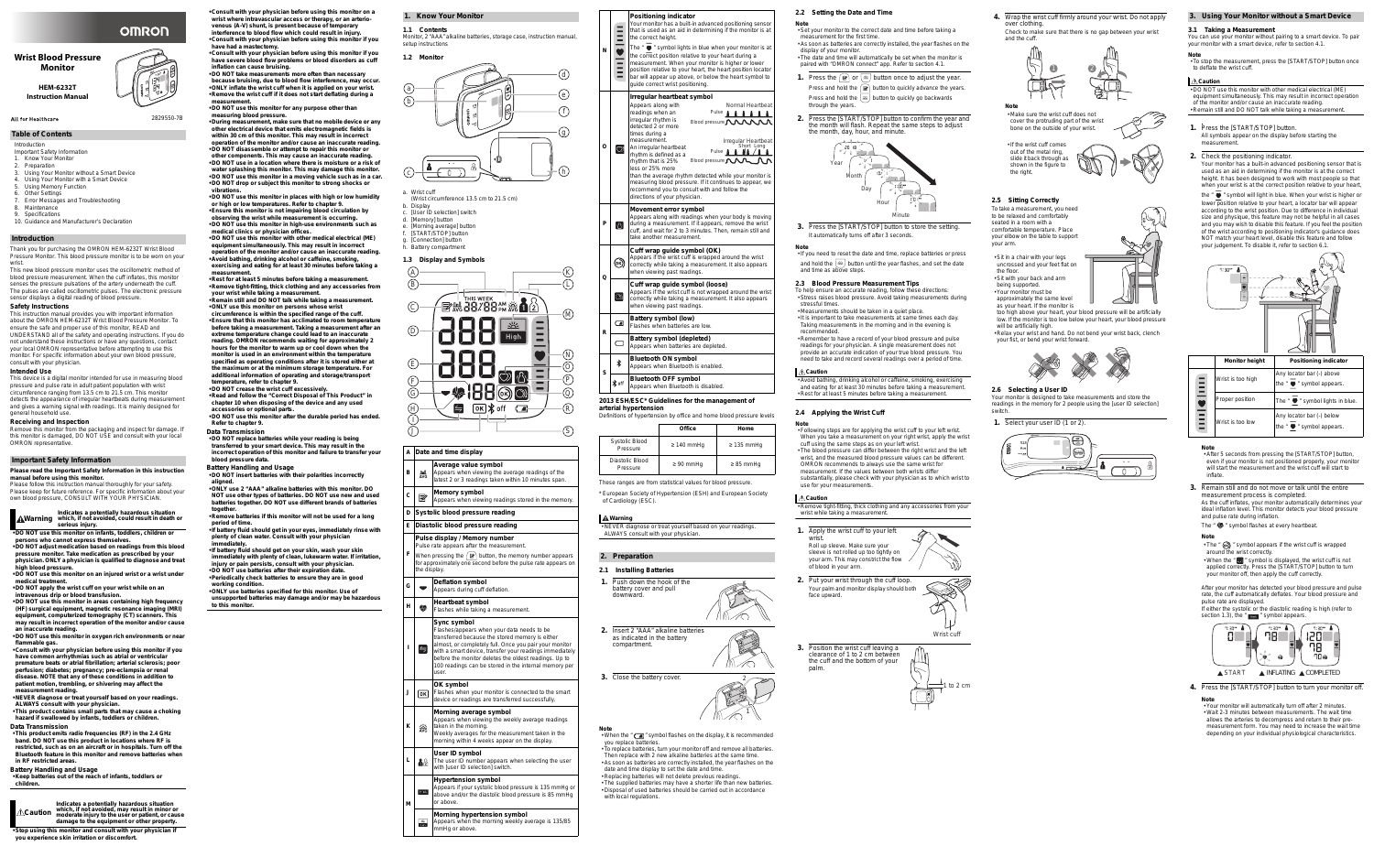# OMRON

**Wrist Blood Pressure Monitor**

**HEM-6232T**

**Instruction Manual**

All for Healthcare

2829550-7B

## Table of Contents

Introduction

Important Safety Information

1. Know Your Monitor
2. Preparation
3. Using Your Monitor without a Smart Device
4. Using Your Monitor with a Smart Device
5. Using Memory Function
6. Other Settings
7. Error Messages and Troubleshooting
8. Maintenance
9. Specifications
10. Guidance and Manufacturer's Declaration

## Introduction

Thank you for purchasing the OMRON HEM-6232T Wrist Blood Pressure Monitor. This blood pressure monitor is to be worn on your wrist.

This new blood pressure monitor uses the oscillometric method of blood pressure measurement. When the cuff inflates, this monitor senses the pressure pulsations of the artery underneath the cuff. The pulses are called oscillometric pulses. The electronic pressure sensor displays a digital reading of blood pressure.

### Safety Instructions

This instruction manual provides you with important information about the OMRON HEM-6232T Wrist Blood Pressure Monitor. To ensure the safe and proper use of this monitor, READ and UNDERSTAND all of the safety and operating instructions. If you do not understand these instructions or have any questions, contact your local OMRON representative before attempting to use this monitor. For specific information about your own blood pressure, consult with your physician.

### Intended Use

This device is a digital monitor intended for use in measuring blood pressure and pulse rate in adult patient population with wrist circumference ranging from 13.5 cm to 21.5 cm. This monitor detects the appearance of irregular heartbeats during measurement and gives a warning signal with readings. It is mainly designed for general household use.

### Receiving and Inspection

Remove this monitor from the packaging and inspect for damage. If this monitor is damaged, DO NOT USE and consult with your local OMRON representative.

## Important Safety Information

**Please read the Important Safety Information in this instruction manual before using this monitor.**

Please follow this instruction manual thoroughly for your safety. Please keep for future reference. For specific information about your own blood pressure, CONSULT WITH YOUR PHYSICIAN.

**⚠Warning** — **Indicates a potentially hazardous situation which, if not avoided, could result in death or serious injury.**

- **DO NOT use this monitor on infants, children, children or persons who cannot express themselves.**
- **DO NOT adjust medication based on readings from this blood pressure monitor. Take medication as prescribed by your physician. ONLY a physician is qualified to diagnose and treat high blood pressure.**
- **DO NOT use this monitor on an injured wrist or a wrist under medical treatment.**
- **DO NOT apply the wrist cuff on your wrist while on an intravenous drip or blood transfusion.**
- **DO NOT use this monitor in areas containing high frequency (HF) surgical equipment, magnetic resonance imaging (MRI) equipment, computerized tomography (CT) scanners. This may result in incorrect operation of the monitor and/or cause an inaccurate reading.**
- **DO NOT use this monitor in oxygen rich environments or near flammable gas.**
- **Consult with your physician before using this monitor if you have common arrhythmias such as atrial or ventricular premature beats or atrial fibrillation; arterial sclerosis; poor perfusion; diabetes; pregnancy; pre-eclampsia or renal disease. NOTE that any of these conditions in addition to patient motion, trembling, or shivering may affect the measurement reading.**
- **NEVER diagnose or treat yourself based on your readings. ALWAYS consult with your physician.**
- **This product contains small parts that may cause a choking hazard if swallowed by infants, toddlers or children.**

**Data Transmission**

- **This product emits radio frequencies (RF) in the 2.4 GHz band. DO NOT use this product in locations where RF is restricted, such as on an aircraft or in hospitals. Turn off the Bluetooth feature in this monitor and remove batteries when in RF restricted areas.**

**Battery Handling and Usage**

- **Keep batteries out of the reach of infants, toddlers or children.**

**⚠Caution** — **Indicates a potentially hazardous situation which, if not avoided, may result in minor or moderate injury to the user or patient, or cause damage to the equipment or other property.**

- **Stop using this monitor and consult with your physician if you experience skin irritation or discomfort.**
- **Consult with your physician before using this monitor on a wrist where intravascular access or therapy, or an arterio-venous (A-V) shunt, is present because of temporary interference to blood flow which could result in injury.**
- **Consult with your physician before using this monitor if you have had a mastectomy.**
- **Consult with your physician before using this monitor if you have severe blood flow problems or blood disorders as cuff inflation can cause bruising.**
- **DO NOT take measurements more often than necessary because bruising, due to blood flow interference, may occur.**
- **ONLY inflate the wrist cuff when it is applied on your wrist.**
- **Remove the wrist cuff if it does not start deflating during a measurement.**
- **DO NOT use this monitor for any purpose other than measuring blood pressure.**
- **During measurement, make sure that no mobile device or any other electrical device that emits electromagnetic fields is within 30 cm of this monitor. This may result in incorrect operation of the monitor and/or cause an inaccurate reading.**
- **DO NOT disassemble or attempt to repair this monitor or other components. This may cause an inaccurate reading.**
- **DO NOT use in a location where there is moisture or a risk of water splashing this monitor. This may damage this monitor.**
- **DO NOT use this monitor in a moving vehicle such as in a car.**
- **DO NOT drop or subject this monitor to strong shocks or vibrations.**
- **DO NOT use this monitor in places with high or low humidity or high or low temperatures. Refer to chapter 9.**
- **Ensure this monitor is not impairing blood circulation by observing the wrist while measurement is occurring.**
- **DO NOT use this monitor in high-use environments such as medical clinics or physician offices.**
- **DO NOT use this monitor with other medical electrical (ME) equipment simultaneously. This may result in incorrect operation of the monitor and/or cause an inaccurate reading.**
- **Avoid bathing, drinking alcohol or caffeine, smoking, exercising and eating for at least 30 minutes before taking a measurement.**
- **Rest for at least 5 minutes before taking a measurement.**
- **Remove tight-fitting, thick clothing and any accessories from your wrist while taking a measurement.**
- **Remain still and DO NOT talk while taking a measurement.**
- **ONLY use this monitor on persons whose wrist circumference is within the specified range of the cuff.**
- **Ensure that this monitor has acclimated to room temperature before taking a measurement. Taking a measurement after an extreme temperature change could lead to an inaccurate reading. OMRON recommends waiting for approximately 2 hours for the monitor to warm up or cool down when the monitor is used in an environment within the temperature specified as operating conditions after it is stored either at the maximum or at the minimum storage temperature. For additional information of operating and storage/transport temperature, refer to chapter 9.**
- **DO NOT crease the wrist cuff excessively.**
- **Read and follow the "Correct Disposal of This Product" in chapter 10 when disposing of the device and any used accessories or optional parts.**
- **DO NOT use this monitor after the durable period has ended. Refer to chapter 9.**

**Data Transmission**

- **DO NOT replace batteries while your reading is being transferred to your smart device. This may result in the incorrect operation of this monitor and failure to transfer your blood pressure data.**

**Battery Handling and Usage**

- **DO NOT insert batteries with their polarities incorrectly aligned.**
- **ONLY use 2 "AAA" alkaline batteries with this monitor. DO NOT use other types of batteries. DO NOT use new and used batteries together. DO NOT use different brands of batteries together.**
- **Remove batteries if this monitor will not be used for a long period of time.**
- **If battery fluid should get in your eyes, immediately rinse with plenty of clean water. Consult with your physician immediately.**
- **If battery fluid should get on your skin, wash your skin immediately with plenty of clean, lukewarm water. If irritation, injury or pain persists, consult with your physician.**
- **DO NOT use batteries after their expiration date.**
- **Periodically check batteries to ensure they are in good working condition.**
- **ONLY use batteries specified for this monitor. Use of unsupported batteries may damage and/or may be hazardous to this monitor.**

## 1. Know Your Monitor

### 1.1 Contents

Monitor, 2 "AAA" alkaline batteries, storage case, instruction manual, setup instructions

### 1.2 Monitor

a. Wrist cuff (Wrist circumference 13.5 cm to 21.5 cm)
b. Display
c. [User ID selection] switch
d. [Memory] button
e. [Morning average] button
f. [START/STOP] button
g. [Connection] button
h. Battery compartment

### 1.3 Display and Symbols

| | | |
|---|---|---|
| A | Date and time display | |
| B | **Average value symbol** | Appears when viewing the average readings of the latest 2 or 3 readings taken within 10 minutes span. |
| C | **Memory symbol** | Appears when viewing readings stored in the memory. |
| D | **Systolic blood pressure reading** | |
| E | **Diastolic blood pressure reading** | |
| F | **Pulse display / Memory number** | Pulse rate appears after the measurement. When pressing the [memory] button, the memory number appears for approximately one second before the pulse rate appears on the display. |
| G | **Deflation symbol** | Appears during cuff deflation. |
| H | **Heartbeat symbol** | Flashes while taking a measurement. |
| I | **Sync symbol** | Flashes/appears when your data needs to be transferred because the stored memory is either almost, or completely full. Once you pair your monitor with a smart device, transfer your readings immediately before the monitor deletes the oldest readings. Up to 100 readings can be stored in the internal memory per user. |
| J | **OK symbol** | Flashes when your monitor is connected to the smart device or readings are transferred successfully. |
| K | **Morning average symbol** | Appears when viewing the weekly average readings taken in the morning. Weekly averages for the measurement taken in the morning within 4 weeks appear on the display. |
| L | **User ID symbol** | The user ID number appears when selecting the user with [user ID selection] switch. |
| M | **Hypertension symbol** | Appears if your systolic blood pressure is 135 mmHg or above and/or the diastolic blood pressure is 85 mmHg or above. |
| | **Morning hypertension symbol** | Appears when the morning weekly average is 135/85 mmHg or above. |
| N | **Positioning indicator** | Your monitor has a built-in advanced positioning sensor that is used as an aid in determining if the monitor is at the correct height. The " " symbol lights in blue when your monitor is at the correct position relative to your heart during a measurement. When your monitor is higher or lower position relative to your heart, the heart position locator bar will appear up above, or below the heart symbol to guide correct wrist positioning. |
| O | **Irregular heartbeat symbol** | Appears along with readings when an irregular rhythm is detected 2 or more times during a measurement. An irregular heartbeat rhythm is defined as a rhythm that is 25% less or 25% more than the average rhythm detected while your monitor is measuring blood pressure. If it continues to appear, we recommend you to consult with and follow the directions of your physician. |
| P | **Movement error symbol** | Appears along with readings when your body is moving during a measurement. If it appears, remove the wrist cuff, and wait for 2 to 3 minutes. Then, remain still and take another measurement. |
| Q | **Cuff wrap guide symbol (OK)** | Appears if the wrist cuff is wrapped around the wrist correctly while taking a measurement. It also appears when viewing past readings. |
| | **Cuff wrap guide symbol (loose)** | Appears if the wrist cuff is not wrapped around the wrist correctly while taking a measurement. It also appears when viewing past readings. |
| R | **Battery symbol (low)** | Flashes when batteries are low. |
| | **Battery symbol (depleted)** | Appears when batteries are depleted. |
| S | **Bluetooth ON symbol** | Appears when Bluetooth is enabled. |
| | **Bluetooth OFF symbol** | Appears when Bluetooth is disabled. |

**2013 ESH/ESC\* Guidelines for the management of arterial hypertension**

Definitions of hypertension by office and home blood pressure levels

| | Office | Home |
|---|---|---|
| Systolic Blood Pressure | ≥ 140 mmHg | ≥ 135 mmHg |
| Diastolic Blood Pressure | ≥ 90 mmHg | ≥ 85 mmHg |

These ranges are from statistical values for blood pressure.

\* European Society of Hypertension (ESH) and European Society of Cardiology (ESC).

**⚠Warning**

- NEVER diagnose or treat yourself based on your readings. ALWAYS consult with your physician.

## 2. Preparation

### 2.1 Installing Batteries

1. Push down the hook of the battery cover and pull downward.
2. Insert 2 "AAA" alkaline batteries as indicated in the battery compartment.
3. Close the battery cover.

**Note**

- When the " " symbol flashes on the display, it is recommended you replace batteries.
- To replace batteries, turn your monitor off and remove all batteries. Then replace with 2 new alkaline batteries at the same time.
- As soon as batteries are correctly installed, the year flashes on the date and time display to set the date and time.
- Replacing batteries will not delete previous readings.
- The supplied batteries may have a shorter life than new batteries.
- Disposal of used batteries should be carried out in accordance with local regulations.

### 2.2 Setting the Date and Time

**Note**

- Set your monitor to the correct date and time before taking a measurement for the first time.
- As soon as batteries are correctly installed, the year flashes on the display of your monitor.
- The date and time will automatically be set when the monitor is paired with "OMRON connect" app. Refer to section 4.1.

1. Press the [ ] or [ ] button once to adjust the year.
   Press and hold the [ ] button to quickly advance the years.
   Press and hold the [ ] button to quickly go backwards through the years.
2. Press the [START/STOP] button to confirm the year and the month will flash. Repeat the same steps to adjust the month, day, hour, and minute.
3. Press the [START/STOP] button to store the setting. It automatically turns off after 3 seconds.

**Note**

- If you need to reset the date and time, replace batteries or press and hold the [ ] button until the year flashes, and set the date and time as above steps.

### 2.3 Blood Pressure Measurement Tips

To help ensure an accurate reading, follow these directions:

- Stress raises blood pressure. Avoid taking measurements during stressful times.
- Measurements should be taken in a quiet place.
- It is important to take measurements at same times each day. Taking measurements in the morning and in the evening is recommended.
- Remember to have a record of your blood pressure and pulse readings for your physician. A single measurement does not provide an accurate indication of your true blood pressure. You need to take and record several readings over a period of time.

**⚠Caution**

- Avoid bathing, drinking alcohol or caffeine, smoking, exercising and eating for at least 30 minutes before taking a measurement.
- Rest for at least 5 minutes before taking a measurement.

### 2.4 Applying the Wrist Cuff

**Note**

- Following steps are for applying the wrist cuff to your left wrist. When you take a measurement on your right wrist, apply the wrist cuff using the same steps as on your left wrist.
- The blood pressure can differ between the right wrist and the left wrist, and the measured blood pressure values can be different. OMRON recommends to always use the same wrist for measurement. If the values between both wrists differ substantially, please check with your physician as to which wrist to use for your measurements.

**⚠Caution**

- Remove tight-fitting, thick clothing and any accessories from your wrist while taking a measurement.

1. Apply the wrist cuff to your left wrist.
   Roll up sleeve. Make sure your sleeve is not rolled up too tightly on your arm. This may constrict the flow of blood in your arm.
2. Put your wrist through the cuff loop.
   Your palm and monitor display should both face upward.
3. Position the wrist cuff leaving a clearance of 1 to 2 cm between the cuff and the bottom of your palm.
4. Wrap the wrist cuff firmly around your wrist. Do not apply over clothing.
   Check to make sure that there is no gap between your wrist and the cuff.

**Note**

- Make sure the wrist cuff does not cover the protruding part of the wrist bone on the outside of your wrist.
- If the wrist cuff comes out of the metal ring, slide it back through as shown in the figure to the right.

### 2.5 Sitting Correctly

To take a measurement, you need to be relaxed and comfortably seated in a room with a comfortable temperature. Place your elbow on the table to support your arm.

- Sit in a chair with your legs uncrossed and your feet flat on the floor.
- Sit with your back and arm being supported.
- Your monitor must be approximately the same level as your heart. If the monitor is too high above your heart, your blood pressure will be artificially low. If the monitor is too low below your heart, your blood pressure will be artificially high.
- Relax your wrist and hand. Do not bend your wrist back, clench your fist, or bend your wrist forward.

### 2.6 Selecting a User ID

Your monitor is designed to take measurements and store the readings in the memory for 2 people using the [user ID selection] switch.

1. Select your user ID (1 or 2).

## 3. Using Your Monitor without a Smart Device

### 3.1 Taking a Measurement

You can use your monitor without pairing to a smart device. To pair your monitor with a smart device, refer to section 4.1.

**Note**

- To stop the measurement, press the [START/STOP] button once to deflate the wrist cuff.

**⚠Caution**

- DO NOT use this monitor with other medical electrical (ME) equipment simultaneously. This may result in incorrect operation of the monitor and/or cause an inaccurate reading.
- Remain still and DO NOT talk while taking a measurement.

1. Press the [START/STOP] button.
   All symbols appear on the display before starting the measurement.
2. Check the positioning indicator.
   Your monitor has a built-in advanced positioning sensor that is used as an aid in determining if the monitor is at the correct height. It has been designed to work with most people so that when your wrist is at the correct position relative to your heart, the " " symbol will light in blue. When your wrist is higher or lower position relative to your heart, a locator bar will appear according to the wrist position. Due to difference in individual size and physique, this feature may not be helpful in all cases and you may wish to disable this feature. If you feel the position of the wrist according to positioning indicator's guidance does NOT match your heart level, disable this feature and follow your judgement. To disable it, refer to section 6.1.

| Monitor height | Positioning indicator |
|---|---|
| Wrist is too high | Any locator bar (-) above the " " symbol appears. |
| Proper position | The " " symbol lights in blue. |
| Wrist is too low | Any locator bar (-) below the " " symbol appears. |

**Note**

- After 5 seconds from pressing the [START/STOP] button, even if your monitor is not positioned properly, your monitor will start the measurement and the wrist cuff will start to inflate.

3. Remain still and do not move or talk until the entire measurement process is completed.
   As the cuff inflates, your monitor automatically determines your ideal inflation level. This monitor detects your blood pressure and pulse rate during inflation.
   The " " symbol flashes at every heartbeat.

**Note**

- The " " symbol appears if the wrist cuff is wrapped around the wrist correctly.
- When the " " symbol is displayed, the wrist cuff is not applied correctly. Press the [START/STOP] button to turn your monitor off, then apply the cuff correctly.

After your monitor has detected your blood pressure and pulse rate, the cuff automatically deflates. Your blood pressure and pulse rate are displayed.

If either the systolic or the diastolic reading is high (refer to section 1.3), the " " symbol appears.

▲START ▲INFLATING ▲COMPLETED

4. Press the [START/STOP] button to turn your monitor off.

**Note**

- Your monitor will automatically turn off after 2 minutes.
- Wait 2-3 minutes between measurements. The wait time allows the arteries to decompress and return to their pre-measurement form. You may need to increase the wait time depending on your individual physiological characteristics.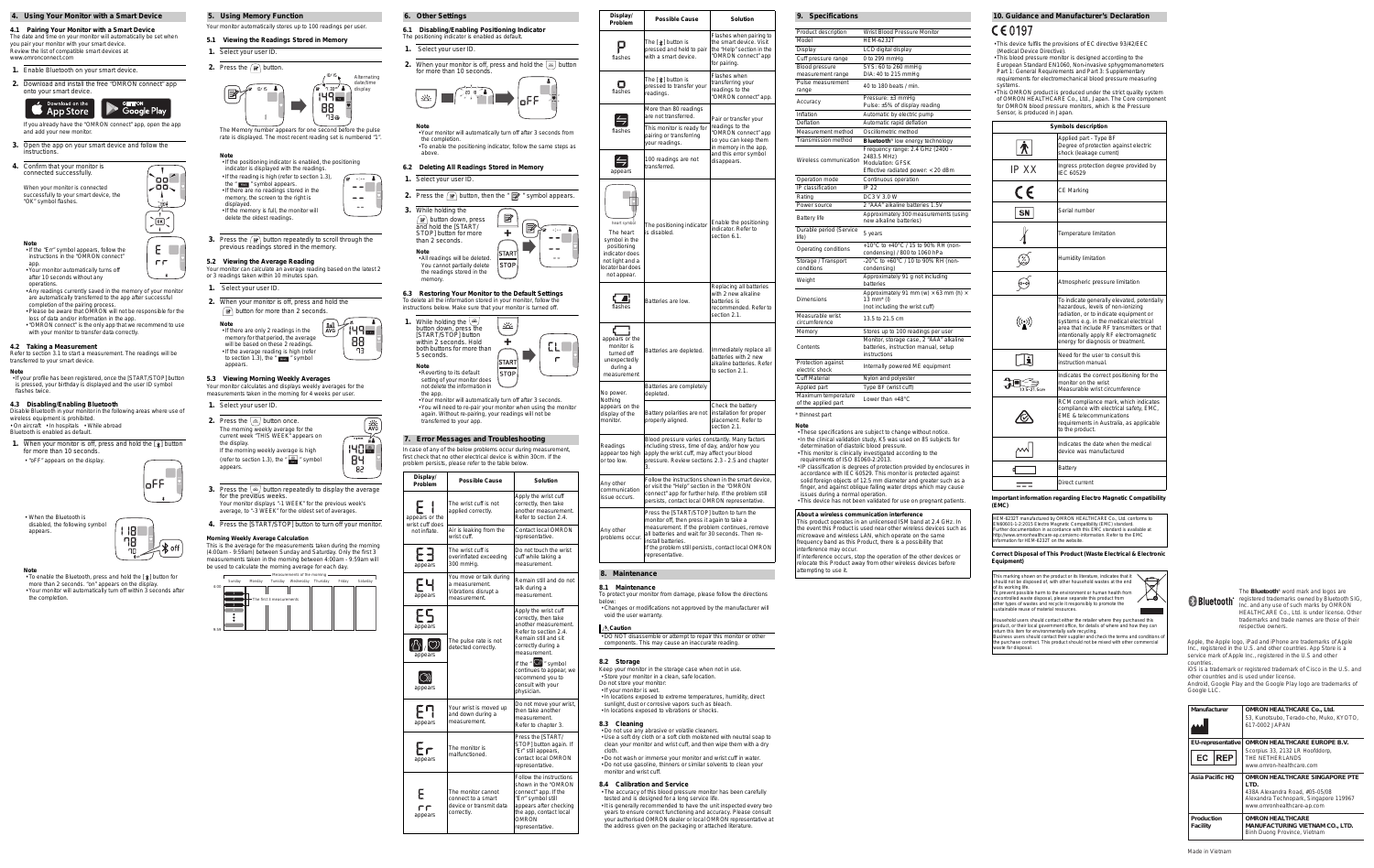## 4. Using Your Monitor with a Smart Device

### 4.1 Pairing Your Monitor with a Smart Device

The date and time on your monitor will automatically be set when you pair your monitor with your smart device.
Review the list of compatible smart devices at www.omronconnect.com

1. Enable Bluetooth on your smart device.
2. Download and install the free "OMRON connect" app onto your smart device.

If you already have the "OMRON connect" app, open the app and add your new monitor.

3. Open the app on your smart device and follow the instructions.
4. Confirm that your monitor is connected successfully.

When your monitor is connected successfully to your smart device, the "OK" symbol flashes.

**Note**
- If the "Err" symbol appears, follow the instructions in the "OMRON connect" app.
- Your monitor automatically turns off after 10 seconds without any operations.
- Any readings currently saved in the memory of your monitor are automatically transferred to the app after successful completion of the pairing process.
- Please be aware that OMRON will not be responsible for the loss of data and/or information in the app.
- "OMRON connect" is the only app that we recommend to use with your monitor to transfer data correctly.

### 4.2 Taking a Measurement

Refer to section 3.1 to start a measurement. The readings will be transferred to your smart device.

**Note**
- If your profile has been registered, once the [START/STOP] button is pressed, your birthday is displayed and the user ID symbol flashes twice.

### 4.3 Disabling/Enabling Bluetooth

Disable Bluetooth in your monitor in the following areas where use of wireless equipment is prohibited.
• On aircraft • In hospitals • While abroad
Bluetooth is enabled as default.

1. When your monitor is off, press and hold the [ ] button for more than 10 seconds.
   - "oFF" appears on the display.
   - When the Bluetooth is disabled, the following symbol appears.

**Note**
- To enable the Bluetooth, press and hold the [ ] button for more than 2 seconds. "on" appears on the display.
- Your monitor will automatically turn off within 3 seconds after the completion.

## 5. Using Memory Function

Your monitor automatically stores up to 100 readings per user.

### 5.1 Viewing the Readings Stored in Memory

1. Select your user ID.
2. Press the [ ] button.

Alternating date/time display

The Memory number appears for one second before the pulse rate is displayed. The most recent reading set is numbered "1".

**Note**
- If the positioning indicator is enabled, the positioning indicator is displayed with the readings.
- If the reading is high (refer to section 1.3), the " " symbol appears.
- If there are no readings stored in the memory, the screen to the right is displayed.
- If the memory is full, the monitor will delete the oldest readings.

3. Press the [ ] button repeatedly to scroll through the previous readings stored in the memory.

### 5.2 Viewing the Average Reading

Your monitor can calculate an average reading based on the latest 2 or 3 readings taken within 10 minutes span.

1. Select your user ID.
2. When your monitor is off, press and hold the [ ] button for more than 2 seconds.

**Note**
- If there are only 2 readings in the memory for that period, the average will be based on these 2 readings.
- If the average reading is high (refer to section 1.3), the " " symbol appears.

### 5.3 Viewing Morning Weekly Averages

Your monitor calculates and displays weekly averages for the measurements taken in the morning for 4 weeks per user.

1. Select your user ID.
2. Press the [ ] button once.
   The morning weekly average for the current week "THIS WEEK" appears on the display.
   If the morning weekly average is high (refer to section 1.3), the " " symbol appears.
3. Press the [ ] button repeatedly to display the average for the previous weeks.
   Your monitor displays "-1 WEEK" for the previous week's average, to "-3 WEEK" for the oldest set of averages.
4. Press the [START/STOP] button to turn off your monitor.

**Morning Weekly Average Calculation**

This is the average for the measurements taken during the morning (4:00am - 9:59am) between Sunday and Saturday. Only the first 3 measurements taken in the morning between 4:00am - 9:59am will be used to calculate the morning average for each day.

Measurements of the morning
Sunday Monday Tuesday Wednesday Thursday Friday Saturday
4:00
The first 3 measurements
9:59

## 6. Other Settings

### 6.1 Disabling/Enabling Positioning Indicator

The positioning indicator is enabled as default.

1. Select your user ID.
2. When your monitor is off, press and hold the [ ] button for more than 10 seconds.

**Note**
- Your monitor will automatically turn off after 3 seconds from the completion.
- To enable the positioning indicator, follow the same steps as above.

### 6.2 Deleting All Readings Stored in Memory

1. Select your user ID.
2. Press the [ ] button, then the " " symbol appears.
3. While holding the [ ] button down, press and hold the [START/STOP] button for more than 2 seconds.

**Note**
- All readings will be deleted. You cannot partially delete the readings stored in the memory.

### 6.3 Restoring Your Monitor to the Default Settings

To delete all the information stored in your monitor, follow the instructions below. Make sure that your monitor is turned off.

1. While holding the [ ] button down, press the [START/STOP] button within 2 seconds. Hold both buttons for more than 5 seconds.

**Note**
- Reverting to its default setting of your monitor does not delete the information in the app.
- Your monitor will automatically turn off after 3 seconds.
- You will need to re-pair your monitor when using the monitor again. Without re-pairing, your readings will not be transferred to your app.

## 7. Error Messages and Troubleshooting

In case of any of the below problems occur during measurement, first check that no other electrical device is within 30cm. If the problem persists, please refer to the table below.

| Display/ Problem | Possible Cause | Solution |
|---|---|---|
| E1 appears or the wrist cuff does not inflate. | The wrist cuff is not applied correctly. | Apply the wrist cuff correctly, then take another measurement. Refer to section 2.4. |
| | Air is leaking from the wrist cuff. | Contact local OMRON representative. |
| E3 appears | The wrist cuff is overinflated exceeding 300 mmHg. | Do not touch the wrist cuff while taking a measurement. |
| E4 appears | You move or talk during a measurement. Vibrations disrupt a measurement. | Remain still and do not talk during a measurement. |
| E5 appears / symbols appear | The pulse rate is not detected correctly. | Apply the wrist cuff correctly, then take another measurement. Refer to section 2.4. Remain still and sit correctly during a measurement. If the " " symbol continues to appear, we recommend you to consult with your physician. |
| E7 appears | Your wrist is moved up and down during a measurement. | Do not move your wrist, then take another measurement. Refer to chapter 3. |
| Er appears | The monitor is malfunctioned. | Press the [START/STOP] button again. If "Er" still appears, contact local OMRON representative. |
| E rr appears | The monitor cannot connect to a smart device or transmit data correctly. | Follow the instructions shown in the "OMRON connect" app. If the "Err" symbol still appears after checking the app, contact local OMRON representative. |
| P flashes | The [ ] button is pressed and held to pair with a smart device. | Flashes when pairing to the smart device. Visit the "Help" section in the "OMRON connect" app for pairing. |
| O flashes | The [ ] button is pressed to transfer your readings. | Flashes when transferring your readings to the "OMRON connect" app. |
| flashes | More than 80 readings are not transferred. | Pair or transfer your readings to the "OMRON connect" app so you can keep them in memory in the app, and this error symbol disappears. |
| | This monitor is ready for pairing or transferring your readings. | |
| appears | 100 readings are not transferred. | |
| The heart symbol in the positioning indicator does not light and a locator bar does not appear. | The positioning indicator is disabled. | Enable the positioning indicator. Refer to section 6.1. |
| flashes | Batteries are low. | Replacing all batteries with 2 new alkaline batteries is recommended. Refer to section 2.1. |
| appears or the monitor is turned off unexpectedly during a measurement | Batteries are depleted. | Immediately replace all batteries with 2 new alkaline batteries. Refer to section 2.1. |
| No power. Nothing appears on the display of the monitor. | Batteries are completely depleted. | Check the battery installation for proper placement. Refer to section 2.1. |
| | Battery polarities are not properly aligned. | |
| Readings appear too high or too low. | Blood pressure varies constantly. Many factors including stress, time of day, and/or how you apply the wrist cuff, may affect your blood pressure. Review sections 2.3 - 2.5 and chapter 3. | |
| Any other communication issue occurs. | Follow the instructions shown in the smart device, or visit the "Help" section in the "OMRON connect" app for further help. If the problem still persists, contact local OMRON representative. | |
| Any other problems occur. | Press the [START/STOP] button to turn the monitor off, then press it again to take a measurement. If the problem continues, remove all batteries and wait for 30 seconds. Then re-install batteries. If the problem still persists, contact local OMRON representative. | |

## 8. Maintenance

### 8.1 Maintenance

To protect your monitor from damage, please follow the directions below:
- Changes or modifications not approved by the manufacturer will void the user warranty.

**⚠ Caution**
- DO NOT disassemble or attempt to repair this monitor or other components. This may cause an inaccurate reading.

### 8.2 Storage

Keep your monitor in the storage case when not in use.
- Store your monitor in a clean, safe location.

Do not store your monitor:
- If your monitor is wet.
- In locations exposed to extreme temperatures, humidity, direct sunlight, dust or corrosive vapors such as bleach.
- In locations exposed to vibrations or shocks.

### 8.3 Cleaning

- Do not use any abrasive or volatile cleaners.
- Use a soft dry cloth or a soft cloth moistened with neutral soap to clean your monitor and wrist cuff, and then wipe them with a dry cloth.
- Do not wash or immerse your monitor and wrist cuff in water.
- Do not use gasoline, thinners or similar solvents to clean your monitor and wrist cuff.

### 8.4 Calibration and Service

- The accuracy of this blood pressure monitor has been carefully tested and is designed for a long service life.
- It is generally recommended to have the unit inspected every two years to ensure correct functioning and accuracy. Please consult your authorised OMRON dealer or local OMRON representative at the address given on the packaging or attached literature.

## 9. Specifications

| | |
|---|---|
| Product description | Wrist Blood Pressure Monitor |
| Model | HEM-6232T |
| Display | LCD digital display |
| Cuff pressure range | 0 to 299 mmHg |
| Blood pressure measurement range | SYS: 60 to 260 mmHg<br>DIA: 40 to 215 mmHg |
| Pulse measurement range | 40 to 180 beats / min. |
| Accuracy | Pressure: ±3 mmHg<br>Pulse: ±5% of display reading |
| Inflation | Automatic by electric pump |
| Deflation | Automatic rapid deflation |
| Measurement method | Oscillometric method |
| Transmission method | Bluetooth® low energy technology |
| Wireless communication | Frequency range: 2.4 GHz (2400 - 2483.5 MHz)<br>Modulation: GFSK<br>Effective radiated power: < 20 dBm |
| Operation mode | Continuous operation |
| IP classification | IP 22 |
| Rating | DC 3 V 3.0 W |
| Power source | 2 "AAA" alkaline batteries 1.5V |
| Battery life | Approximately 300 measurements (using new alkaline batteries) |
| Durable period (Service life) | 5 years |
| Operating conditions | +10°C to +40°C / 15 to 90% RH (non-condensing) / 800 to 1060 hPa |
| Storage / Transport conditions | -20°C to +60°C / 10 to 90% RH (non-condensing) |
| Weight | Approximately 91 g not including batteries |
| Dimensions | Approximately 91 mm (w) × 63 mm (h) × 13 mm* (l)<br>(not including the wrist cuff) |
| Measurable wrist circumference | 13.5 to 21.5 cm |
| Memory | Stores up to 100 readings per user |
| Contents | Monitor, storage case, 2 "AAA" alkaline batteries, instruction manual, setup instructions |
| Protection against electric shock | Internally powered ME equipment |
| Cuff Material | Nylon and polyester |
| Applied part | Type BF (wrist cuff) |
| Maximum temperature of the applied part | Lower than +48°C |

* thinnest part

**Note**
- These specifications are subject to change without notice.
- In the clinical validation study, K5 was used on 85 subjects for determination of diastolic blood pressure.
- This monitor is clinically investigated according to the requirements of ISO 81060-2:2013.
- IP classification is degrees of protection provided by enclosures in accordance with IEC 60529. This monitor is protected against solid foreign objects of 12.5 mm diameter and greater such as a finger, and against oblique falling water drops which may cause issues during a normal operation.
- This device has not been validated for use on pregnant patients.

**About a wireless communication interference**

This product operates in an unlicensed ISM band at 2.4 GHz. In the event this Product is used near other wireless devices such as microwave and wireless LAN, which operate on the same frequency band as this Product, there is a possibility that interference may occur.
If interference occurs, stop the operation of the other devices or relocate this Product away from other wireless devices before attempting to use it.

## 10. Guidance and Manufacturer's Declaration

CE 0197

- This device fulfils the provisions of EC directive 93/42/EEC (Medical Device Directive).
- This blood pressure monitor is designed according to the European Standard EN1060, Non-invasive sphygmomanometers Part 1: General Requirements and Part 3: Supplementary requirements for electromechanical blood pressure measuring systems.
- This OMRON product is produced under the strict quality system of OMRON HEALTHCARE Co., Ltd., Japan. The Core component for OMRON blood pressure monitors, which is the Pressure Sensor, is produced in Japan.

| Symbols description | |
|---|---|
| | Applied part - Type BF<br>Degree of protection against electric shock (leakage current) |
| IP XX | Ingress protection degree provided by IEC 60529 |
| CE | CE Marking |
| SN | Serial number |
| | Temperature limitation |
| | Humidity limitation |
| | Atmospheric pressure limitation |
| | To indicate generally elevated, potentially hazardous, levels of non-ionizing radiation, or to indicate equipment or systems e.g. in the medical electrical area that include RF transmitters or that intentionally apply RF electromagnetic energy for diagnosis or treatment. |
| | Need for the user to consult this instruction manual. |
| 13.5~21.5cm | Indicates the correct positioning for the monitor on the wrist<br>Measurable wrist circumference |
| | RCM compliance mark, which indicates compliance with electrical safety, EMC, EME & telecommunications requirements in Australia, as applicable to the product. |
| | Indicates the date when the medical device was manufactured |
| | Battery |
| | Direct current |

**Important information regarding Electro Magnetic Compatibility (EMC)**

HEM-6232T manufactured by OMRON HEALTHCARE Co., Ltd. conforms to EN60601-1-2:2015 Electro Magnetic Compatibility (EMC) standard.
Further documentation in accordance with this EMC standard is available at http://www.omronhealthcare-ap.com/emc-information. Refer to the EMC information for HEM-6232T on the website.

**Correct Disposal of This Product (Waste Electrical & Electronic Equipment)**

This marking shown on the product or its literature, indicates that it should not be disposed of, with other household wastes at the end of its working life.
To prevent possible harm to the environment or human health from uncontrolled waste disposal, please separate this product from other types of wastes and recycle it responsibly to promote the sustainable reuse of material resources.
Household users should contact either the retailer where they purchased this product, or their local government office, for details of where and how they can return this item for environmentally safe recycling.
Business users should contact their supplier and check the terms and conditions of the purchase contract. This product should not be mixed with other commercial wastes for disposal.

The Bluetooth® word mark and logos are registered trademarks owned by Bluetooth SIG, Inc. and any use of such marks by OMRON HEALTHCARE Co., Ltd. is under license. Other trademarks and trade names are those of their respective owners.

Apple, the Apple logo, iPad and iPhone are trademarks of Apple Inc., registered in the U.S. and other countries. App Store is a service mark of Apple Inc., registered in the U.S. and other countries.
iOS is a trademark or registered trademark of Cisco in the U.S. and other countries and is used under license.
Android, Google Play and the Google Play logo are trademarks of Google LLC.

| | |
|---|---|
| Manufacturer | OMRON HEALTHCARE Co., Ltd.<br>53, Kunotsubo, Terado-cho, Muko, KYOTO, 617-0002 JAPAN |
| EU-representative<br>EC REP | OMRON HEALTHCARE EUROPE B.V.<br>Scorpius 33, 2132 LR Hoofddorp, THE NETHERLANDS<br>www.omron-healthcare.com |
| Asia Pacific HQ | OMRON HEALTHCARE SINGAPORE PTE LTD.<br>438A Alexandra Road, #05-05/08 Alexandra Technopark, Singapore 119967<br>www.omronhealthcare-ap.com |
| Production Facility | OMRON HEALTHCARE MANUFACTURING VIETNAM CO., LTD.<br>Binh Duong Province, Vietnam |

Made in Vietnam